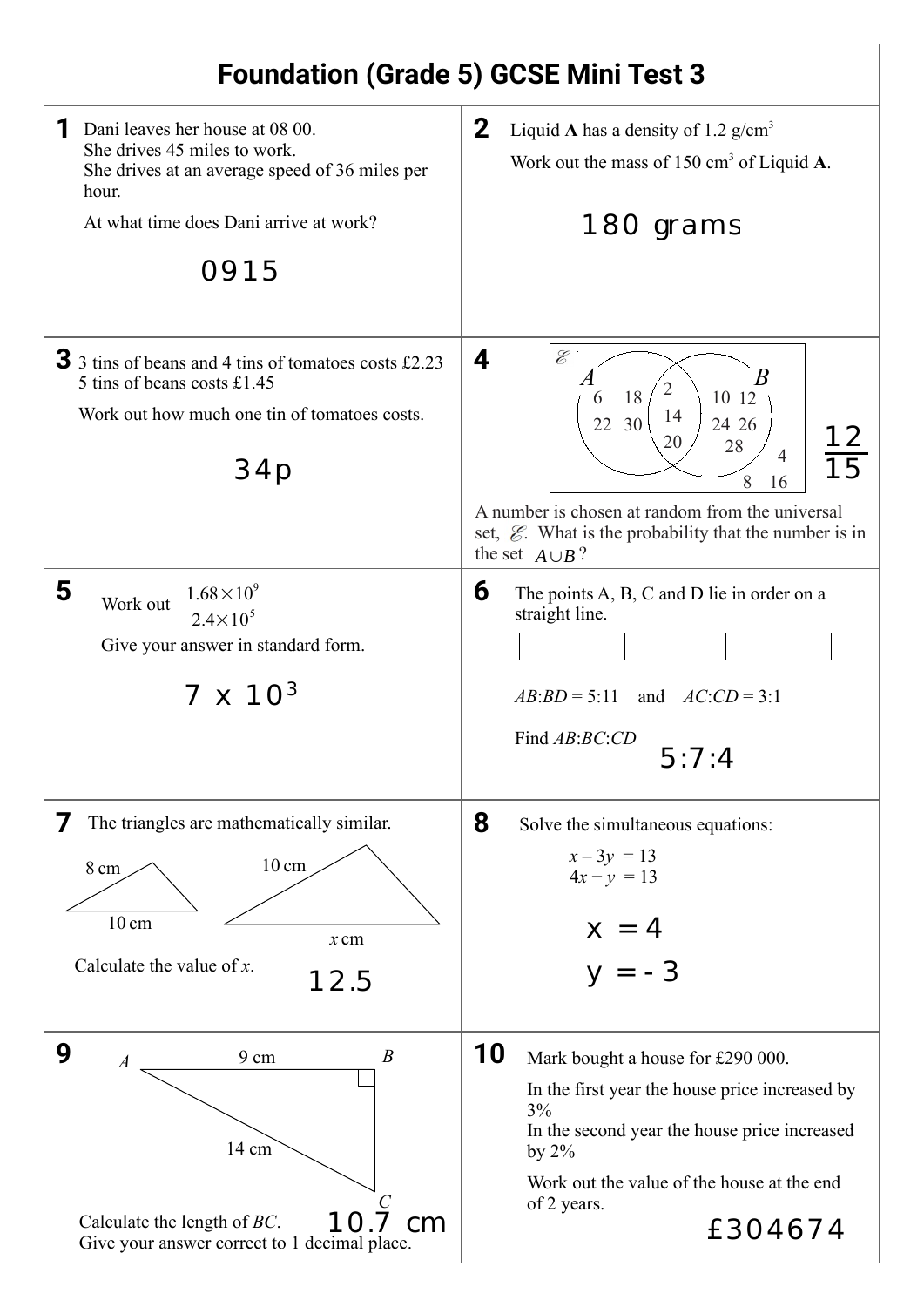# Foundation (Grade 5) GCSE Mini Test 3

**1** Dani leaves her house at 08 00.
She drives 45 miles to work.
She drives at an average speed of 36 miles per hour.

At what time does Dani arrive at work?

0915

**2** Liquid **A** has a density of 1.2 g/cm$^3$

Work out the mass of 150 cm$^3$ of Liquid **A**.

180 grams

**3** 3 tins of beans and 4 tins of tomatoes costs £2.23
5 tins of beans costs £1.45

Work out how much one tin of tomatoes costs.

34p

**4**

$\mathscr{E}$

A: 6, 18, 22, 30

$A \cap B$: 2, 14, 20

B: 10, 12, 24, 26, 28

Outside: 4, 8, 16

A number is chosen at random from the universal set, $\mathscr{E}$. What is the probability that the number is in the set $A \cup B$?

$\frac{12}{15}$

**5** Work out $\frac{1.68 \times 10^9}{2.4 \times 10^5}$

Give your answer in standard form.

$7 \times 10^3$

**6** The points A, B, C and D lie in order on a straight line.

$AB:BD = 5:11$ and $AC:CD = 3:1$

Find $AB:BC:CD$

5:7:4

**7** The triangles are mathematically similar.

Small triangle: 8 cm, 10 cm
Large triangle: 10 cm, $x$ cm

Calculate the value of $x$.

12.5

**8** Solve the simultaneous equations:

$$x - 3y = 13$$
$$4x + y = 13$$

$x = 4$

$y = -3$

**9** Right-angled triangle ABC with right angle at B. AB = 9 cm, AC = 14 cm.

Calculate the length of $BC$.
Give your answer correct to 1 decimal place.

10.7 cm

**10** Mark bought a house for £290 000.

In the first year the house price increased by 3%
In the second year the house price increased by 2%

Work out the value of the house at the end of 2 years.

£304674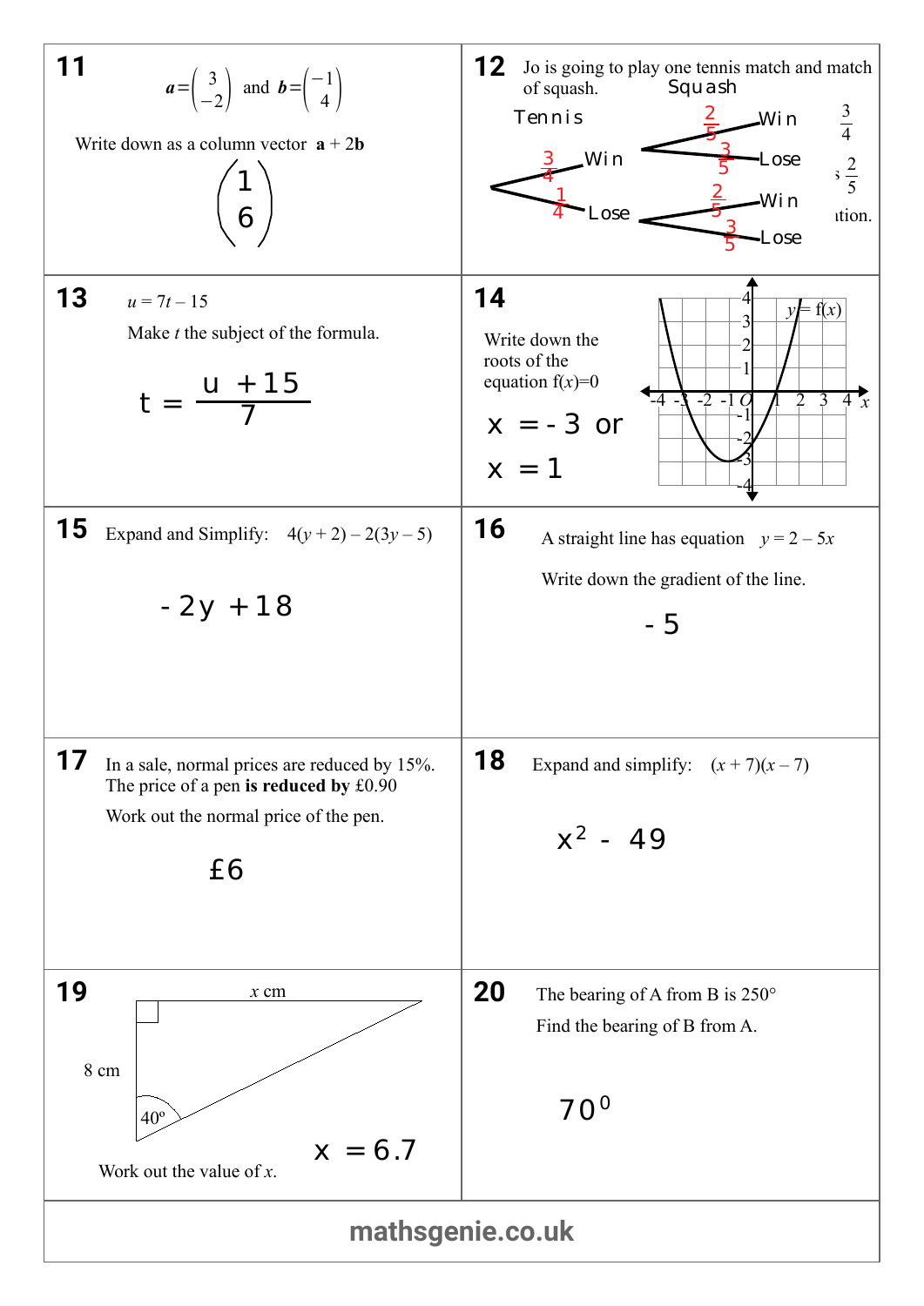**11**

$\boldsymbol{a} = \begin{pmatrix} 3 \\ -2 \end{pmatrix}$ and $\boldsymbol{b} = \begin{pmatrix} -1 \\ 4 \end{pmatrix}$

Write down as a column vector **a** + 2**b**

$\begin{pmatrix} 1 \\ 6 \end{pmatrix}$

**12** Jo is going to play one tennis match and match of squash.

Tennis

Win $\frac{3}{4}$

Lose $\frac{1}{4}$

Squash

Win $\frac{2}{5}$

Lose $\frac{3}{5}$

Win $\frac{2}{5}$

Lose $\frac{3}{5}$

$\frac{3}{4}$

$\frac{2}{5}$

ition.

**13** $u = 7t - 15$

Make $t$ the subject of the formula.

$t = \dfrac{u + 15}{7}$

**14**

Write down the roots of the equation $f(x)=0$

$y = f(x)$

4, 3, 2, 1, -1, -2, -3, -4

-4, -3, -2, -1, O, 1, 2, 3, 4, x

$x = -3$ or

$x = 1$

**15** Expand and Simplify: $4(y + 2) - 2(3y - 5)$

$-2y + 18$

**16** A straight line has equation $y = 2 - 5x$

Write down the gradient of the line.

$-5$

**17** In a sale, normal prices are reduced by 15%.
The price of a pen **is reduced by** £0.90

Work out the normal price of the pen.

£6

**18** Expand and simplify: $(x + 7)(x - 7)$

$x^2 - 49$

**19**

$x$ cm

8 cm

40°

$x = 6.7$

Work out the value of $x$.

**20** The bearing of A from B is 250°

Find the bearing of B from A.

$70^0$